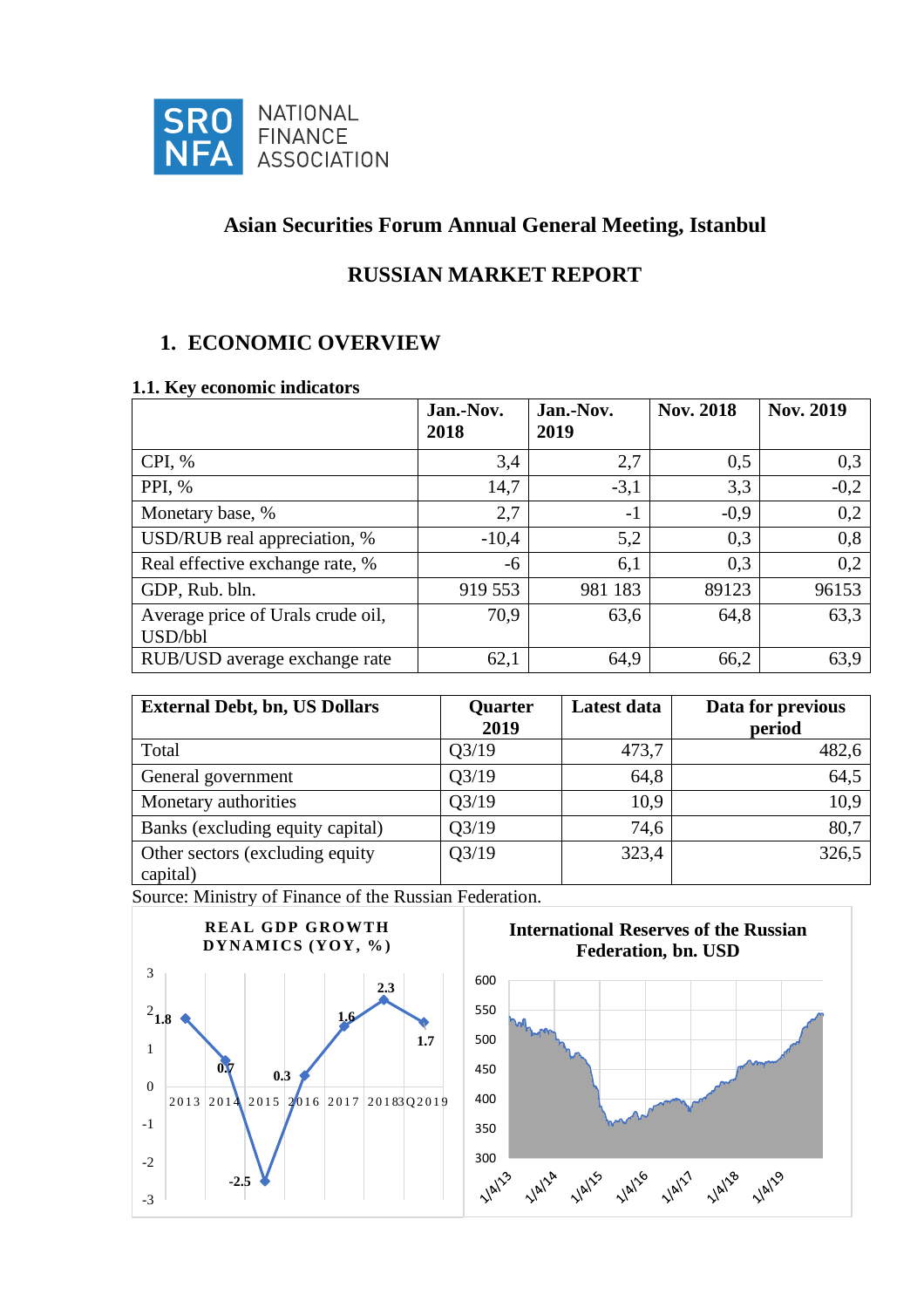SRO NFA NATIONAL FINANCE ASSOCIATION

## Asian Securities Forum Annual General Meeting, Istanbul

## RUSSIAN MARKET REPORT

# 1. ECONOMIC OVERVIEW

### 1.1. Key economic indicators

| | Jan.-Nov. 2018 | Jan.-Nov. 2019 | Nov. 2018 | Nov. 2019 |
|---|---|---|---|---|
| CPI, % | 3,4 | 2,7 | 0,5 | 0,3 |
| PPI, % | 14,7 | -3,1 | 3,3 | -0,2 |
| Monetary base, % | 2,7 | -1 | -0,9 | 0,2 |
| USD/RUB real appreciation, % | -10,4 | 5,2 | 0,3 | 0,8 |
| Real effective exchange rate, % | -6 | 6,1 | 0,3 | 0,2 |
| GDP, Rub. bln. | 919 553 | 981 183 | 89123 | 96153 |
| Average price of Urals crude oil, USD/bbl | 70,9 | 63,6 | 64,8 | 63,3 |
| RUB/USD average exchange rate | 62,1 | 64,9 | 66,2 | 63,9 |

| External Debt, bn, US Dollars | Quarter 2019 | Latest data | Data for previous period |
|---|---|---|---|
| Total | Q3/19 | 473,7 | 482,6 |
| General government | Q3/19 | 64,8 | 64,5 |
| Monetary authorities | Q3/19 | 10,9 | 10,9 |
| Banks (excluding equity capital) | Q3/19 | 74,6 | 80,7 |
| Other sectors (excluding equity capital) | Q3/19 | 323,4 | 326,5 |

Source: Ministry of Finance of the Russian Federation.

**REAL GDP GROWTH DYNAMICS (YOY, %)**

| 2013 | 2014 | 2015 | 2016 | 2017 | 2018 | 3Q2019 |
|---|---|---|---|---|---|---|
| 1.8 | 0.7 | -2.5 | 0.3 | 1.6 | 2.3 | 1.7 |

**International Reserves of the Russian Federation, bn. USD**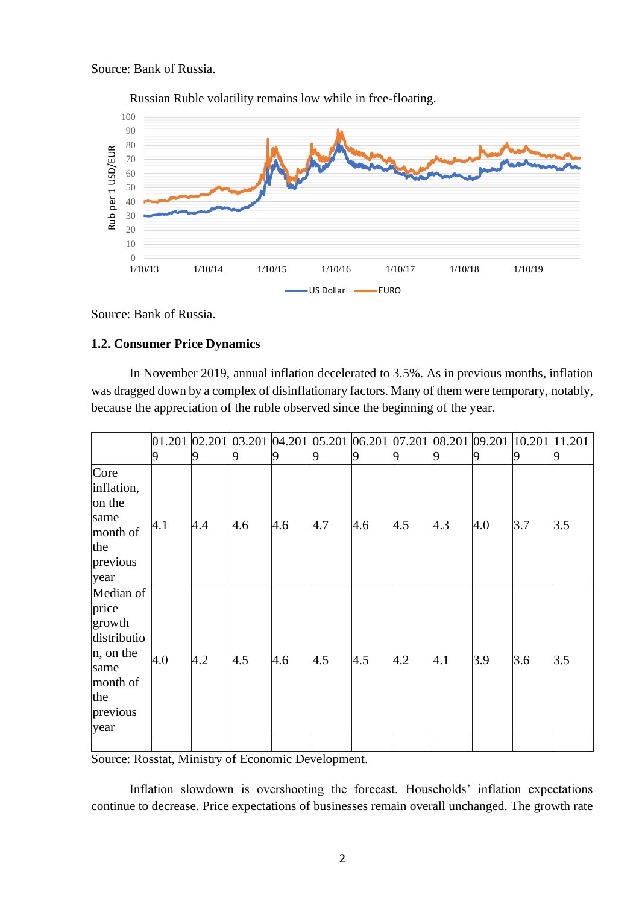Source: Bank of Russia.

Russian Ruble volatility remains low while in free-floating.

Source: Bank of Russia.

### 1.2. Consumer Price Dynamics

In November 2019, annual inflation decelerated to 3.5%. As in previous months, inflation was dragged down by a complex of disinflationary factors. Many of them were temporary, notably, because the appreciation of the ruble observed since the beginning of the year.

| | 01.2019 | 02.2019 | 03.2019 | 04.2019 | 05.2019 | 06.2019 | 07.2019 | 08.2019 | 09.2019 | 10.2019 | 11.2019 |
|---|---|---|---|---|---|---|---|---|---|---|---|
| Core inflation, on the same month of the previous year | 4.1 | 4.4 | 4.6 | 4.6 | 4.7 | 4.6 | 4.5 | 4.3 | 4.0 | 3.7 | 3.5 |
| Median of price growth distribution, on the same month of the previous year | 4.0 | 4.2 | 4.5 | 4.6 | 4.5 | 4.5 | 4.2 | 4.1 | 3.9 | 3.6 | 3.5 |
| | | | | | | | | | | | |

Source: Rosstat, Ministry of Economic Development.

Inflation slowdown is overshooting the forecast. Households' inflation expectations continue to decrease. Price expectations of businesses remain overall unchanged. The growth rate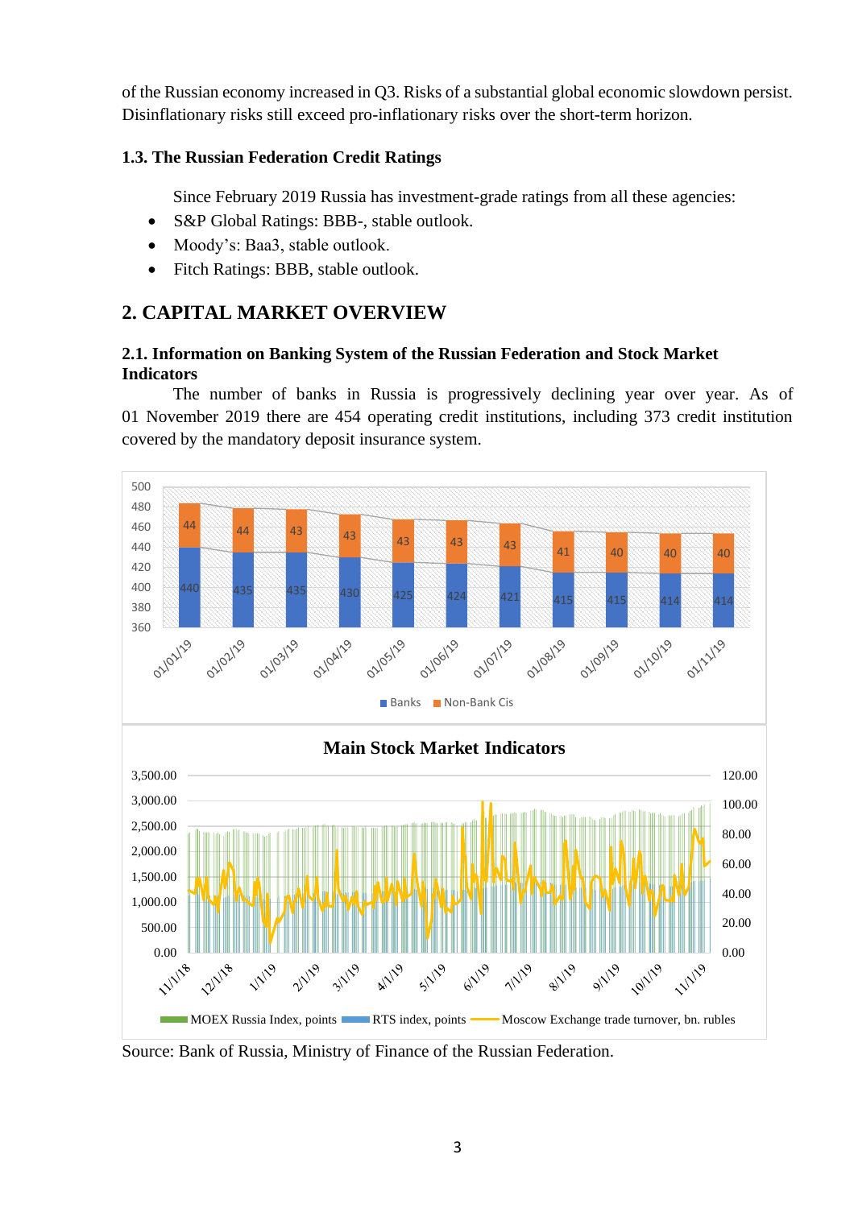of the Russian economy increased in Q3. Risks of a substantial global economic slowdown persist. Disinflationary risks still exceed pro-inflationary risks over the short-term horizon.

### 1.3. The Russian Federation Credit Ratings

Since February 2019 Russia has investment-grade ratings from all these agencies:

- S&P Global Ratings: BBB-, stable outlook.
- Moody's: Baa3, stable outlook.
- Fitch Ratings: BBB, stable outlook.

## 2. CAPITAL MARKET OVERVIEW

### 2.1. Information on Banking System of the Russian Federation and Stock Market Indicators

The number of banks in Russia is progressively declining year over year. As of 01 November 2019 there are 454 operating credit institutions, including 373 credit institution covered by the mandatory deposit insurance system.

| Date | Banks | Non-Bank Cis |
|---|---|---|
| 01/01/19 | 440 | 44 |
| 01/02/19 | 435 | 44 |
| 01/03/19 | 435 | 43 |
| 01/04/19 | 430 | 43 |
| 01/05/19 | 425 | 43 |
| 01/06/19 | 424 | 43 |
| 01/07/19 | 421 | 43 |
| 01/08/19 | 415 | 41 |
| 01/09/19 | 415 | 40 |
| 01/10/19 | 414 | 40 |
| 01/11/19 | 414 | 40 |

**Main Stock Market Indicators**

MOEX Russia Index, points; RTS index, points; Moscow Exchange trade turnover, bn. rubles

Source: Bank of Russia, Ministry of Finance of the Russian Federation.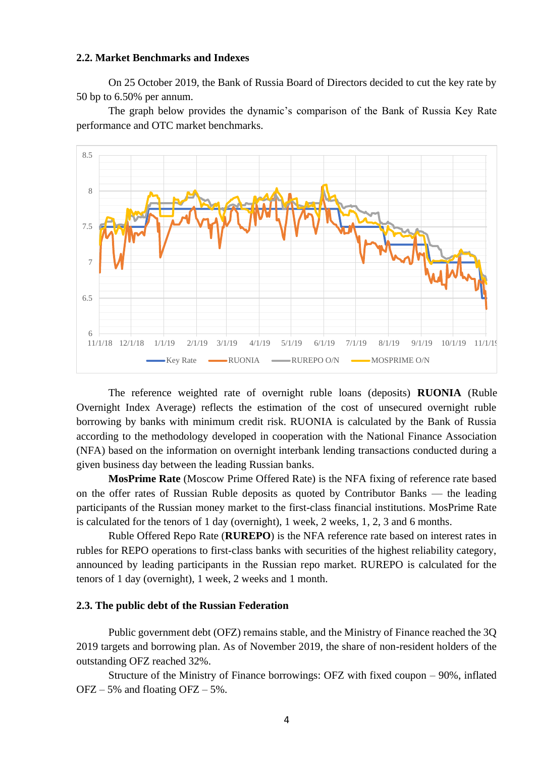### 2.2. Market Benchmarks and Indexes

On 25 October 2019, the Bank of Russia Board of Directors decided to cut the key rate by 50 bp to 6.50% per annum.

The graph below provides the dynamic's comparison of the Bank of Russia Key Rate performance and OTC market benchmarks.

The reference weighted rate of overnight ruble loans (deposits) **RUONIA** (Ruble Overnight Index Average) reflects the estimation of the cost of unsecured overnight ruble borrowing by banks with minimum credit risk. RUONIA is calculated by the Bank of Russia according to the methodology developed in cooperation with the National Finance Association (NFA) based on the information on overnight interbank lending transactions conducted during a given business day between the leading Russian banks.

**MosPrime Rate** (Moscow Prime Offered Rate) is the NFA fixing of reference rate based on the offer rates of Russian Ruble deposits as quoted by Contributor Banks — the leading participants of the Russian money market to the first-class financial institutions. MosPrime Rate is calculated for the tenors of 1 day (overnight), 1 week, 2 weeks, 1, 2, 3 and 6 months.

Ruble Offered Repo Rate (**RUREPO**) is the NFA reference rate based on interest rates in rubles for REPO operations to first-class banks with securities of the highest reliability category, announced by leading participants in the Russian repo market. RUREPO is calculated for the tenors of 1 day (overnight), 1 week, 2 weeks and 1 month.

### 2.3. The public debt of the Russian Federation

Public government debt (OFZ) remains stable, and the Ministry of Finance reached the 3Q 2019 targets and borrowing plan. As of November 2019, the share of non-resident holders of the outstanding OFZ reached 32%.

Structure of the Ministry of Finance borrowings: OFZ with fixed coupon – 90%, inflated OFZ – 5% and floating OFZ – 5%.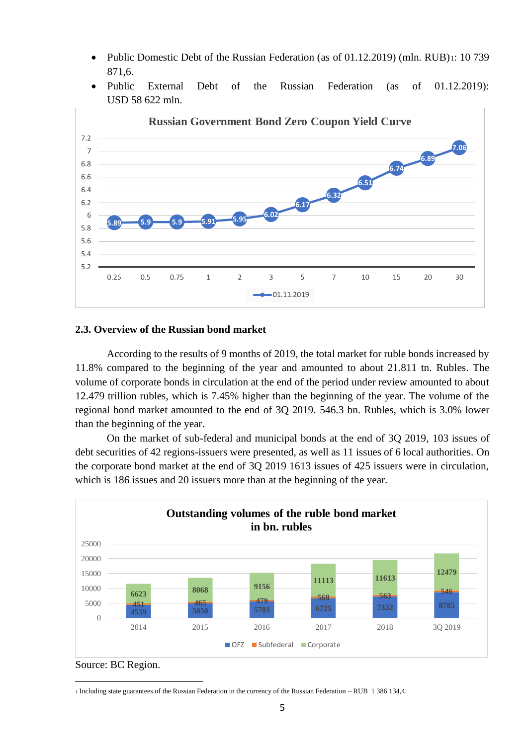- Public Domestic Debt of the Russian Federation (as of 01.12.2019) (mln. RUB)[1]: 10 739 871,6.
- Public External Debt of the Russian Federation (as of 01.12.2019): USD 58 622 mln.

**Russian Government Bond Zero Coupon Yield Curve**

| Maturity | 0.25 | 0.5 | 0.75 | 1 | 2 | 3 | 5 | 7 | 10 | 15 | 20 | 30 |
|---|---|---|---|---|---|---|---|---|---|---|---|---|
| 01.11.2019 | 5.89 | 5.9 | 5.9 | 5.91 | 5.95 | 6.02 | 6.17 | 6.32 | 6.51 | 6.74 | 6.89 | 7.06 |

### 2.3. Overview of the Russian bond market

According to the results of 9 months of 2019, the total market for ruble bonds increased by 11.8% compared to the beginning of the year and amounted to about 21.811 tn. Rubles. The volume of corporate bonds in circulation at the end of the period under review amounted to about 12.479 trillion rubles, which is 7.45% higher than the beginning of the year. The volume of the regional bond market amounted to the end of 3Q 2019. 546.3 bn. Rubles, which is 3.0% lower than the beginning of the year.

On the market of sub-federal and municipal bonds at the end of 3Q 2019, 103 issues of debt securities of 42 regions-issuers were presented, as well as 11 issues of 6 local authorities. On the corporate bond market at the end of 3Q 2019 1613 issues of 425 issuers were in circulation, which is 186 issues and 20 issuers more than at the beginning of the year.

**Outstanding volumes of the ruble bond market in bn. rubles**

| | 2014 | 2015 | 2016 | 2017 | 2018 | 3Q 2019 |
|---|---|---|---|---|---|---|
| OFZ | 4539 | 5050 | 5703 | 6725 | 7332 | 8785 |
| Subfederal | 451 | 465 | 479 | 568 | 563 | 546 |
| Corporate | 6623 | 8068 | 9156 | 11113 | 11613 | 12479 |

Source: BC Region.

---

[1] Including state guarantees of the Russian Federation in the currency of the Russian Federation – RUB 1 386 134,4.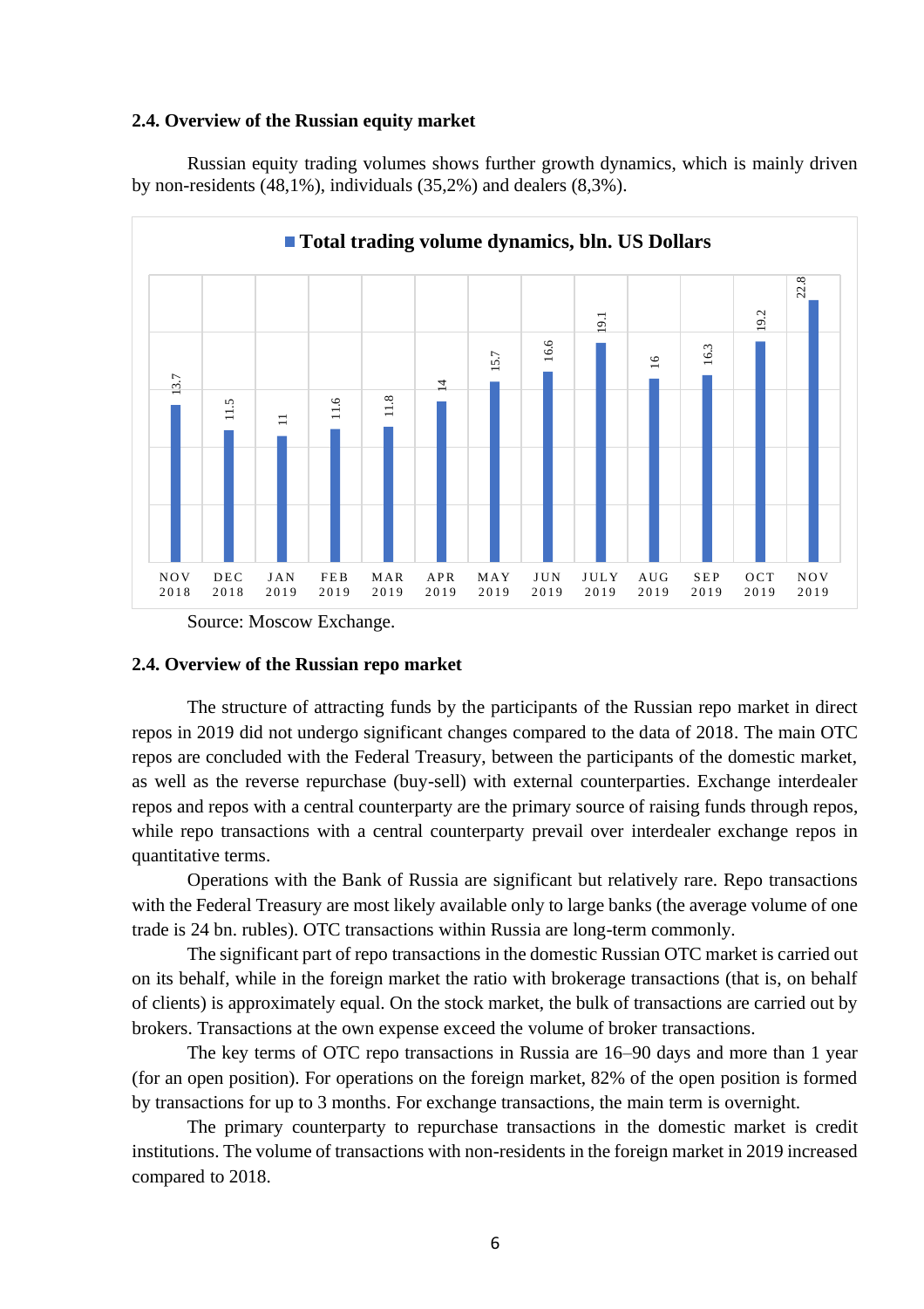### 2.4. Overview of the Russian equity market

Russian equity trading volumes shows further growth dynamics, which is mainly driven by non-residents (48,1%), individuals (35,2%) and dealers (8,3%).

**Total trading volume dynamics, bln. US Dollars**

| Month | Volume |
|---|---|
| NOV 2018 | 13.7 |
| DEC 2018 | 11.5 |
| JAN 2019 | 11 |
| FEB 2019 | 11.6 |
| MAR 2019 | 11.8 |
| APR 2019 | 14 |
| MAY 2019 | 15.7 |
| JUN 2019 | 16.6 |
| JULY 2019 | 19.1 |
| AUG 2019 | 16 |
| SEP 2019 | 16.3 |
| OCT 2019 | 19.2 |
| NOV 2019 | 22.8 |

Source: Moscow Exchange.

### 2.4. Overview of the Russian repo market

The structure of attracting funds by the participants of the Russian repo market in direct repos in 2019 did not undergo significant changes compared to the data of 2018. The main OTC repos are concluded with the Federal Treasury, between the participants of the domestic market, as well as the reverse repurchase (buy-sell) with external counterparties. Exchange interdealer repos and repos with a central counterparty are the primary source of raising funds through repos, while repo transactions with a central counterparty prevail over interdealer exchange repos in quantitative terms.

Operations with the Bank of Russia are significant but relatively rare. Repo transactions with the Federal Treasury are most likely available only to large banks (the average volume of one trade is 24 bn. rubles). OTC transactions within Russia are long-term commonly.

The significant part of repo transactions in the domestic Russian OTC market is carried out on its behalf, while in the foreign market the ratio with brokerage transactions (that is, on behalf of clients) is approximately equal. On the stock market, the bulk of transactions are carried out by brokers. Transactions at the own expense exceed the volume of broker transactions.

The key terms of OTC repo transactions in Russia are 16–90 days and more than 1 year (for an open position). For operations on the foreign market, 82% of the open position is formed by transactions for up to 3 months. For exchange transactions, the main term is overnight.

The primary counterparty to repurchase transactions in the domestic market is credit institutions. The volume of transactions with non-residents in the foreign market in 2019 increased compared to 2018.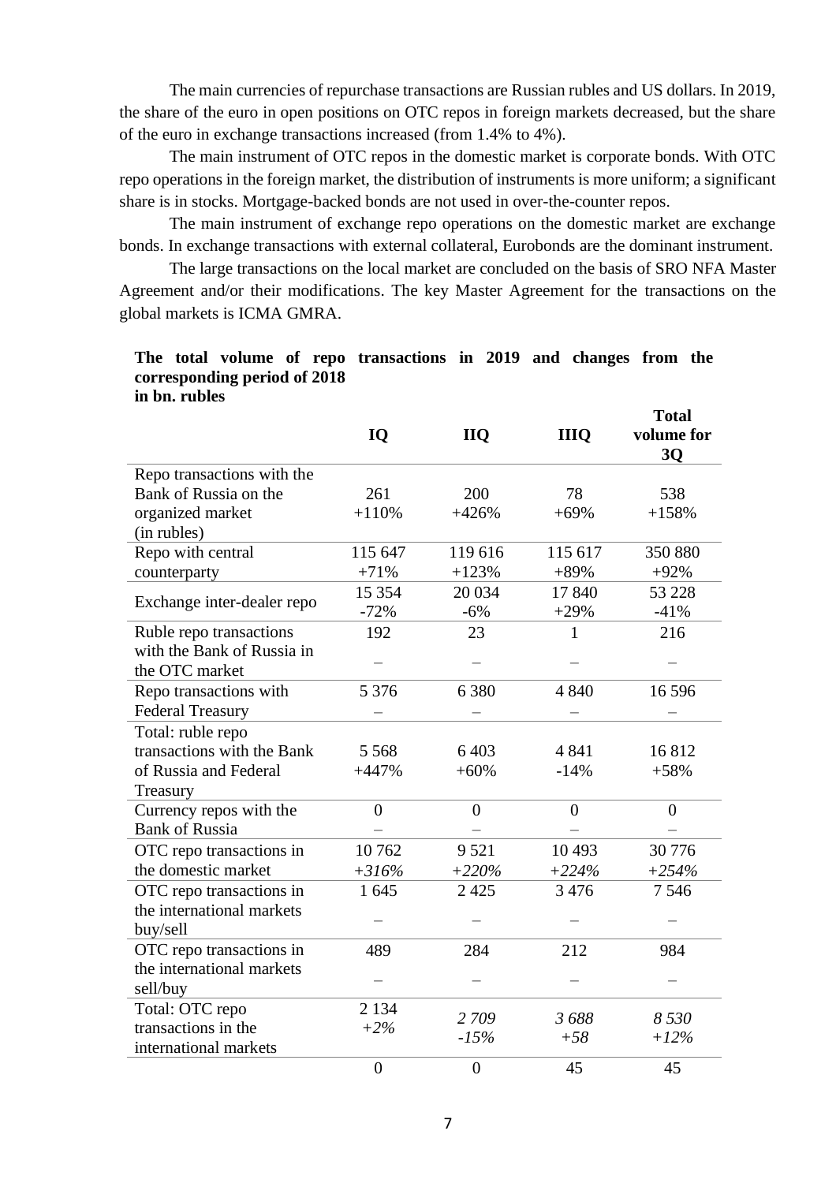The main currencies of repurchase transactions are Russian rubles and US dollars. In 2019, the share of the euro in open positions on OTC repos in foreign markets decreased, but the share of the euro in exchange transactions increased (from 1.4% to 4%).

The main instrument of OTC repos in the domestic market is corporate bonds. With OTC repo operations in the foreign market, the distribution of instruments is more uniform; a significant share is in stocks. Mortgage-backed bonds are not used in over-the-counter repos.

The main instrument of exchange repo operations on the domestic market are exchange bonds. In exchange transactions with external collateral, Eurobonds are the dominant instrument.

The large transactions on the local market are concluded on the basis of SRO NFA Master Agreement and/or their modifications. The key Master Agreement for the transactions on the global markets is ICMA GMRA.

**The total volume of repo transactions in 2019 and changes from the corresponding period of 2018 in bn. rubles**

| | IQ | IIQ | IIIQ | Total volume for 3Q |
|---|---|---|---|---|
| Repo transactions with the Bank of Russia on the organized market (in rubles) | 261<br>+110% | 200<br>+426% | 78<br>+69% | 538<br>+158% |
| Repo with central counterparty | 115 647<br>+71% | 119 616<br>+123% | 115 617<br>+89% | 350 880<br>+92% |
| Exchange inter-dealer repo | 15 354<br>-72% | 20 034<br>-6% | 17 840<br>+29% | 53 228<br>-41% |
| Ruble repo transactions with the Bank of Russia in the OTC market | 192<br>– | 23<br>– | 1<br>– | 216<br>– |
| Repo transactions with Federal Treasury | 5 376<br>– | 6 380<br>– | 4 840<br>– | 16 596<br>– |
| Total: ruble repo transactions with the Bank of Russia and Federal Treasury | 5 568<br>+447% | 6 403<br>+60% | 4 841<br>-14% | 16 812<br>+58% |
| Currency repos with the Bank of Russia | 0<br>– | 0<br>– | 0<br>– | 0<br>– |
| OTC repo transactions in the domestic market | 10 762<br>*+316%* | 9 521<br>*+220%* | 10 493<br>*+224%* | 30 776<br>*+254%* |
| OTC repo transactions in the international markets buy/sell | 1 645<br>– | 2 425<br>– | 3 476<br>– | 7 546<br>– |
| OTC repo transactions in the international markets sell/buy | 489<br>– | 284<br>– | 212<br>– | 984<br>– |
| Total: OTC repo transactions in the international markets | 2 134<br>*+2%* | *2 709*<br>*-15%* | *3 688*<br>*+58* | *8 530*<br>*+12%* |
| | 0 | 0 | 45 | 45 |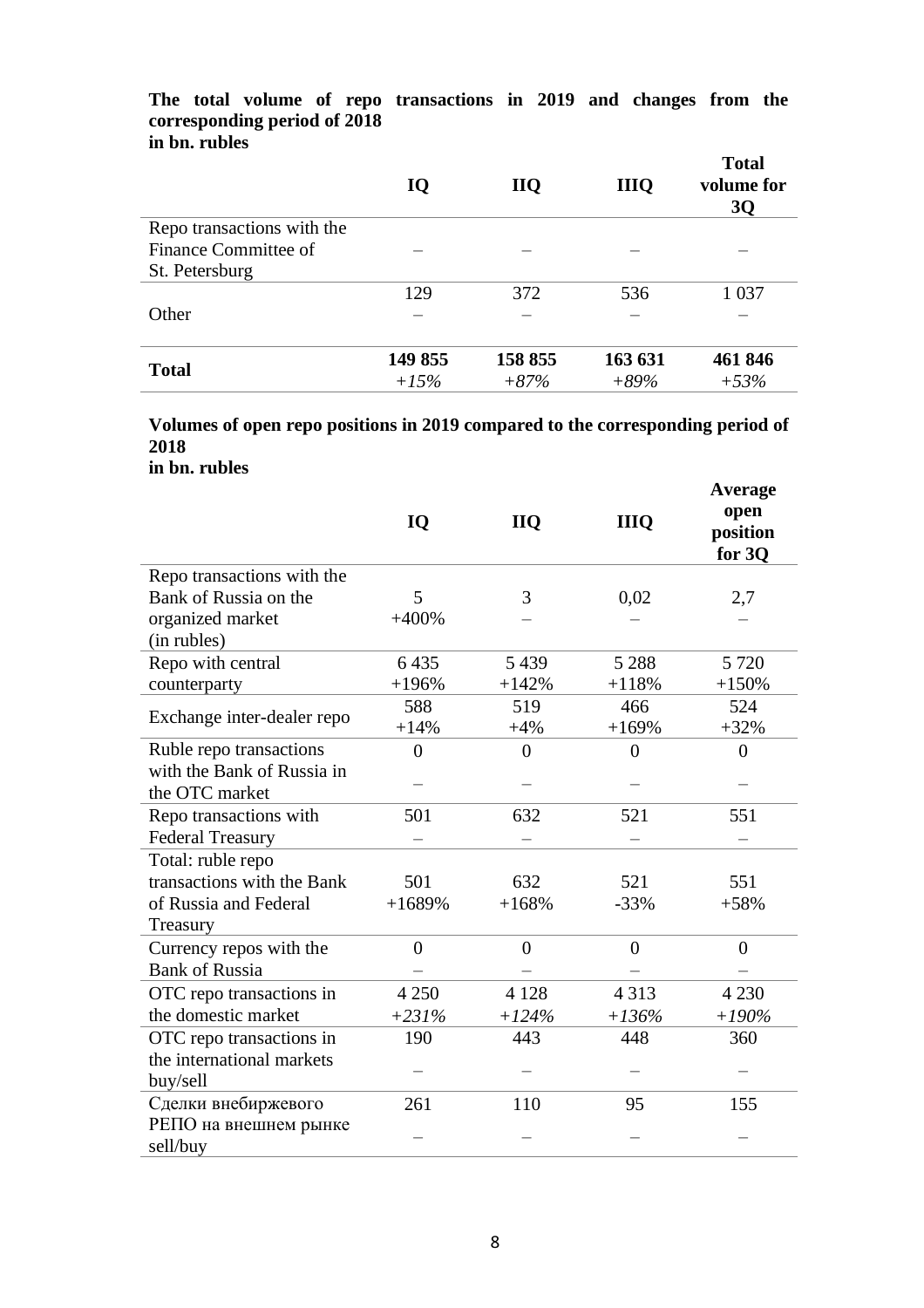**The total volume of repo transactions in 2019 and changes from the corresponding period of 2018**
**in bn. rubles**

| | **IQ** | **IIQ** | **IIIQ** | **Total volume for 3Q** |
|---|---|---|---|---|
| Repo transactions with the Finance Committee of St. Petersburg | – | – | – | – |
| Other | 129<br>– | 372<br>– | 536<br>– | 1 037<br>– |
| **Total** | **149 855**<br>*+15%* | **158 855**<br>*+87%* | **163 631**<br>*+89%* | **461 846**<br>*+53%* |

**Volumes of open repo positions in 2019 compared to the corresponding period of 2018**
**in bn. rubles**

| | **IQ** | **IIQ** | **IIIQ** | **Average open position for 3Q** |
|---|---|---|---|---|
| Repo transactions with the Bank of Russia on the organized market (in rubles) | 5<br>+400% | 3<br>– | 0,02<br>– | 2,7<br>– |
| Repo with central counterparty | 6 435<br>+196% | 5 439<br>+142% | 5 288<br>+118% | 5 720<br>+150% |
| Exchange inter-dealer repo | 588<br>+14% | 519<br>+4% | 466<br>+169% | 524<br>+32% |
| Ruble repo transactions with the Bank of Russia in the OTC market | 0<br>– | 0<br>– | 0<br>– | 0<br>– |
| Repo transactions with Federal Treasury | 501<br>– | 632<br>– | 521<br>– | 551<br>– |
| Total: ruble repo transactions with the Bank of Russia and Federal Treasury | 501<br>+1689% | 632<br>+168% | 521<br>-33% | 551<br>+58% |
| Currency repos with the Bank of Russia | 0<br>– | 0<br>– | 0<br>– | 0<br>– |
| OTC repo transactions in the domestic market | 4 250<br>*+231%* | 4 128<br>*+124%* | 4 313<br>*+136%* | 4 230<br>*+190%* |
| OTC repo transactions in the international markets buy/sell | 190<br>– | 443<br>– | 448<br>– | 360<br>– |
| Сделки внебиржевого РЕПО на внешнем рынке sell/buy | 261<br>– | 110<br>– | 95<br>– | 155<br>– |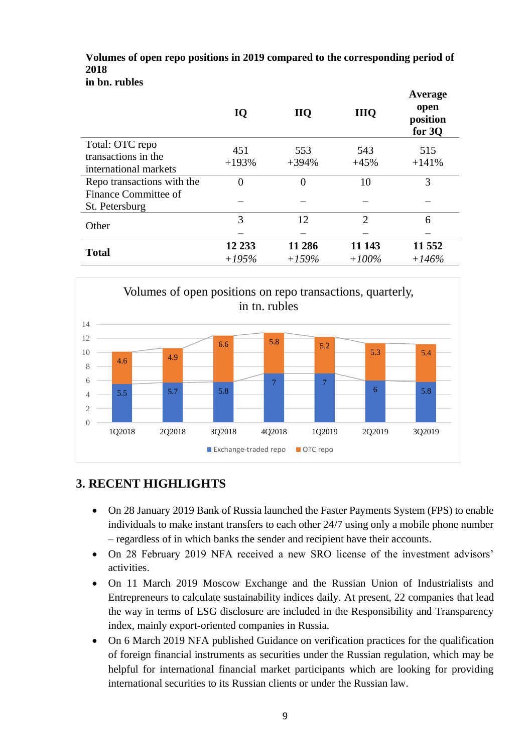**Volumes of open repo positions in 2019 compared to the corresponding period of 2018**
**in bn. rubles**

| | IQ | IIQ | IIIQ | Average open position for 3Q |
|---|---|---|---|---|
| Total: OTC repo transactions in the international markets | 451<br>+193% | 553<br>+394% | 543<br>+45% | 515<br>+141% |
| Repo transactions with the Finance Committee of St. Petersburg | 0<br>– | 0<br>– | 10<br>– | 3<br>– |
| Other | 3<br>– | 12<br>– | 2<br>– | 6<br>– |
| **Total** | **12 233**<br>*+195%* | **11 286**<br>*+159%* | **11 143**<br>*+100%* | **11 552**<br>*+146%* |

Volumes of open positions on repo transactions, quarterly, in tn. rubles

| | 1Q2018 | 2Q2018 | 3Q2018 | 4Q2018 | 1Q2019 | 2Q2019 | 3Q2019 |
|---|---|---|---|---|---|---|---|
| Exchange-traded repo | 5.5 | 5.7 | 5.8 | 7 | 7 | 6 | 5.8 |
| OTC repo | 4.6 | 4.9 | 6.6 | 5.8 | 5.2 | 5.3 | 5.4 |

## 3. RECENT HIGHLIGHTS

- On 28 January 2019 Bank of Russia launched the Faster Payments System (FPS) to enable individuals to make instant transfers to each other 24/7 using only a mobile phone number – regardless of in which banks the sender and recipient have their accounts.
- On 28 February 2019 NFA received a new SRO license of the investment advisors' activities.
- On 11 March 2019 Moscow Exchange and the Russian Union of Industrialists and Entrepreneurs to calculate sustainability indices daily. At present, 22 companies that lead the way in terms of ESG disclosure are included in the Responsibility and Transparency index, mainly export-oriented companies in Russia.
- On 6 March 2019 NFA published Guidance on verification practices for the qualification of foreign financial instruments as securities under the Russian regulation, which may be helpful for international financial market participants which are looking for providing international securities to its Russian clients or under the Russian law.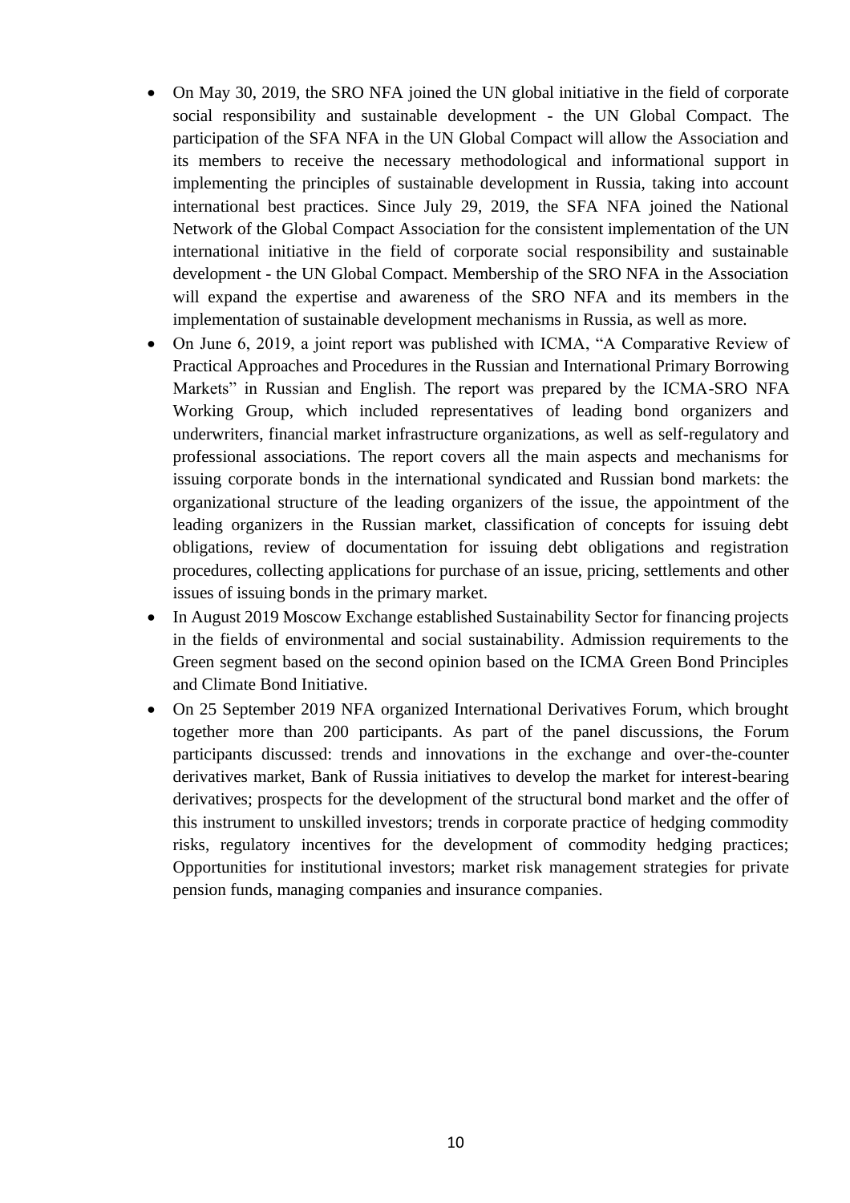- On May 30, 2019, the SRO NFA joined the UN global initiative in the field of corporate social responsibility and sustainable development - the UN Global Compact. The participation of the SFA NFA in the UN Global Compact will allow the Association and its members to receive the necessary methodological and informational support in implementing the principles of sustainable development in Russia, taking into account international best practices. Since July 29, 2019, the SFA NFA joined the National Network of the Global Compact Association for the consistent implementation of the UN international initiative in the field of corporate social responsibility and sustainable development - the UN Global Compact. Membership of the SRO NFA in the Association will expand the expertise and awareness of the SRO NFA and its members in the implementation of sustainable development mechanisms in Russia, as well as more.
- On June 6, 2019, a joint report was published with ICMA, "A Comparative Review of Practical Approaches and Procedures in the Russian and International Primary Borrowing Markets" in Russian and English. The report was prepared by the ICMA-SRO NFA Working Group, which included representatives of leading bond organizers and underwriters, financial market infrastructure organizations, as well as self-regulatory and professional associations. The report covers all the main aspects and mechanisms for issuing corporate bonds in the international syndicated and Russian bond markets: the organizational structure of the leading organizers of the issue, the appointment of the leading organizers in the Russian market, classification of concepts for issuing debt obligations, review of documentation for issuing debt obligations and registration procedures, collecting applications for purchase of an issue, pricing, settlements and other issues of issuing bonds in the primary market.
- In August 2019 Moscow Exchange established Sustainability Sector for financing projects in the fields of environmental and social sustainability. Admission requirements to the Green segment based on the second opinion based on the ICMA Green Bond Principles and Climate Bond Initiative.
- On 25 September 2019 NFA organized International Derivatives Forum, which brought together more than 200 participants. As part of the panel discussions, the Forum participants discussed: trends and innovations in the exchange and over-the-counter derivatives market, Bank of Russia initiatives to develop the market for interest-bearing derivatives; prospects for the development of the structural bond market and the offer of this instrument to unskilled investors; trends in corporate practice of hedging commodity risks, regulatory incentives for the development of commodity hedging practices; Opportunities for institutional investors; market risk management strategies for private pension funds, managing companies and insurance companies.